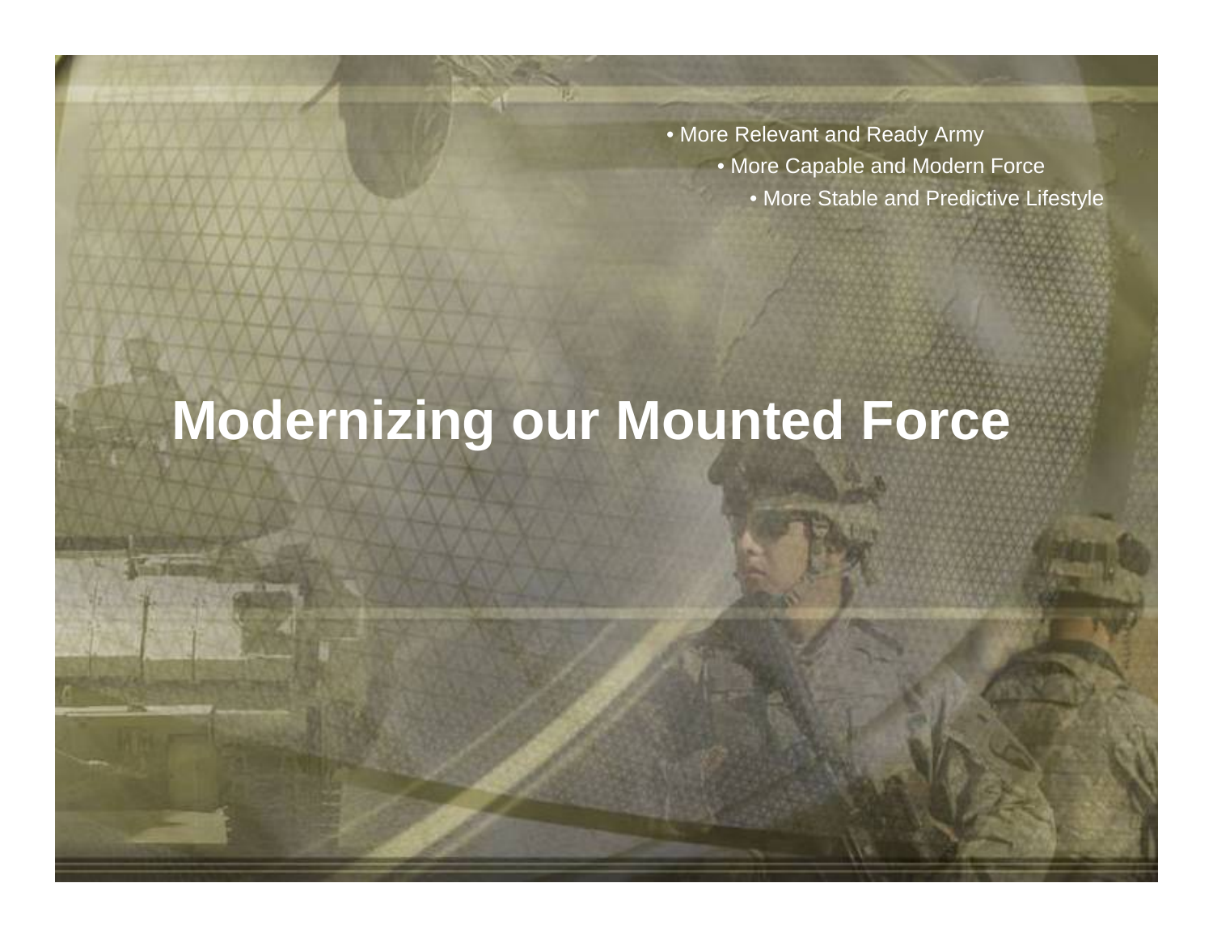- More Relevant and Ready Army
- More Capable and Modern Force
- More Stable and Predictive Lifestyle

# Modernizing our Mounted Force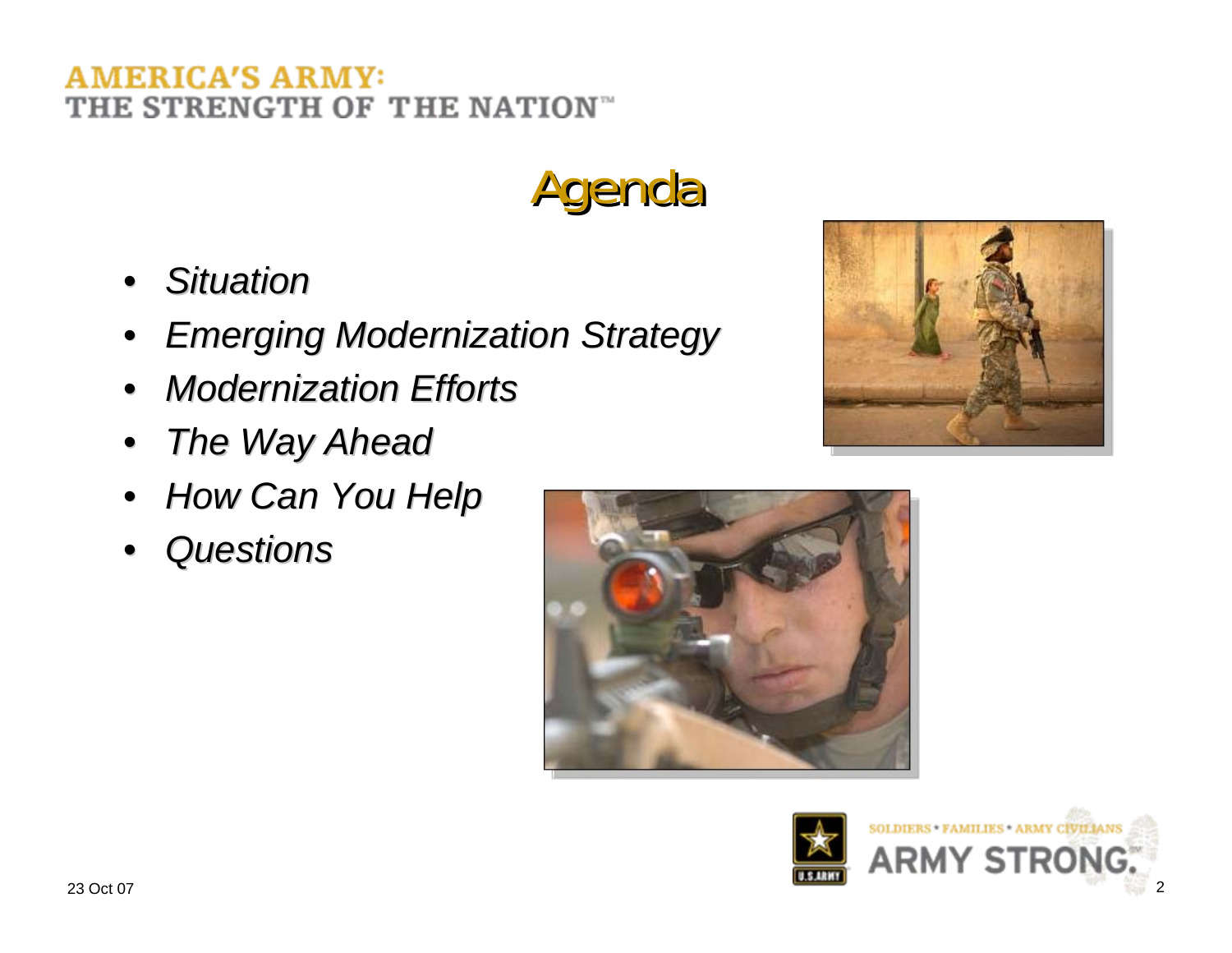# Agenda

- *Situation*
- *Emerging Modernization Strategy*
- *Modernization Efforts*
- *The Way Ahead*
- *How Can You Help*
- *Questions*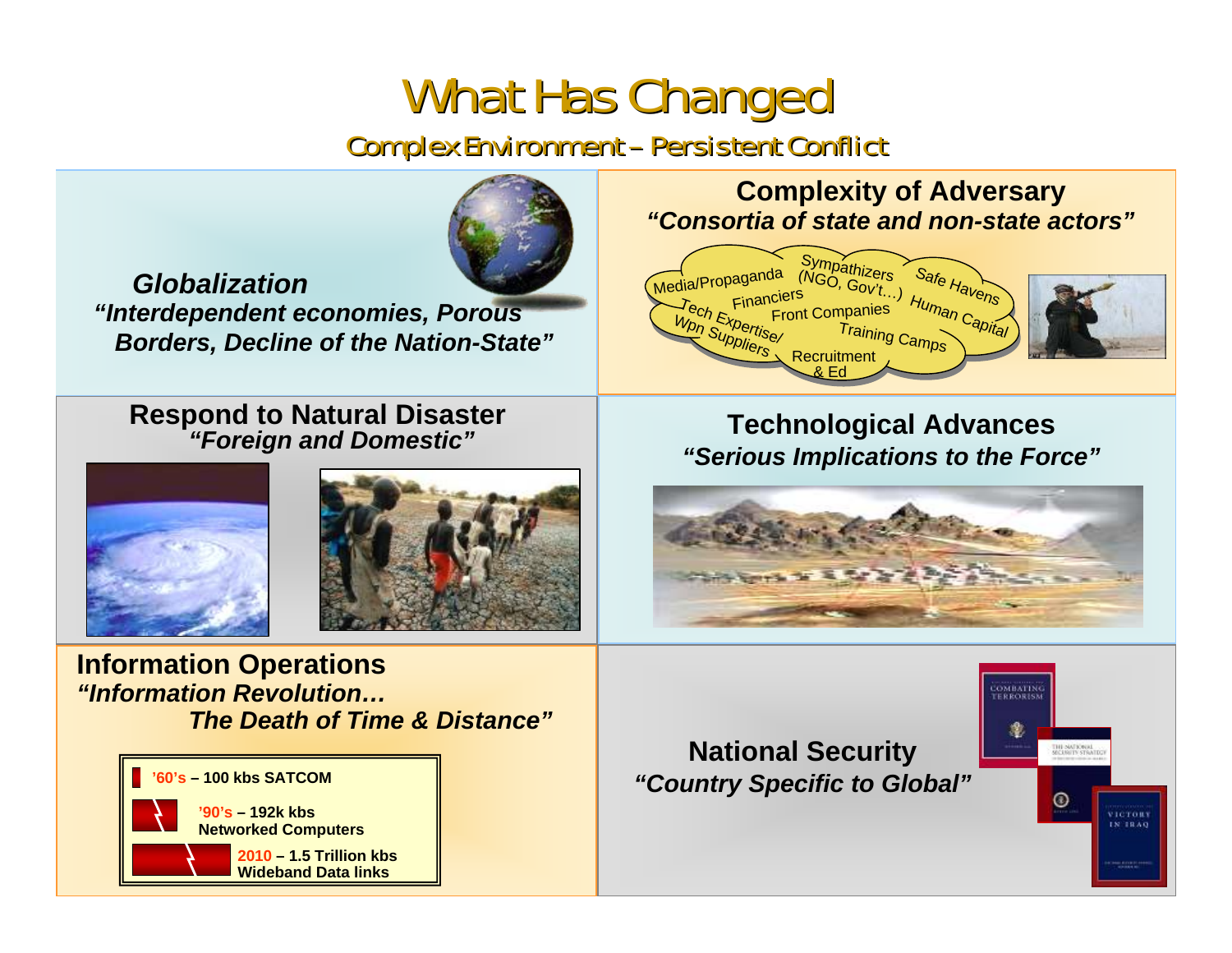# What Has Changed

## Complex Environment – Persistent Conflict

### Globalization

***"Interdependent economies, Porous Borders, Decline of the Nation-State"***

### Complexity of Adversary

***"Consortia of state and non-state actors"***

Media/Propaganda, Sympathizers (NGO, Gov't…), Safe Havens, Financiers, Front Companies, Human Capital, Tech Expertise/ Wpn Suppliers, Training Camps, Recruitment & Ed

### Respond to Natural Disaster

***"Foreign and Domestic"***

### Technological Advances

***"Serious Implications to the Force"***

### Information Operations

***"Information Revolution… The Death of Time & Distance"***

- **'60's – 100 kbs SATCOM**
- **'90's – 192k kbs Networked Computers**
- **2010 – 1.5 Trillion kbs Wideband Data links**

### National Security

***"Country Specific to Global"***

COMBATING TERRORISM

THE NATIONAL SECURITY STRATEGY

VICTORY IN IRAQ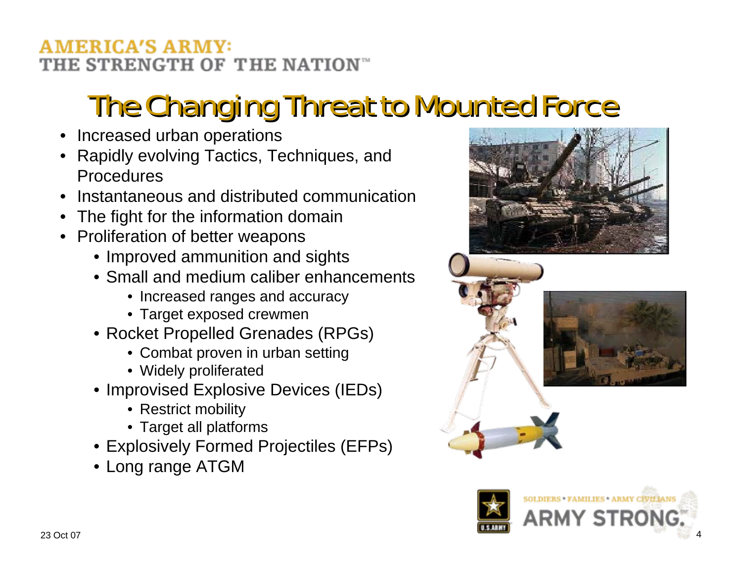# The Changing Threat to Mounted Force

- Increased urban operations
- Rapidly evolving Tactics, Techniques, and Procedures
- Instantaneous and distributed communication
- The fight for the information domain
- Proliferation of better weapons
  - Improved ammunition and sights
  - Small and medium caliber enhancements
    - Increased ranges and accuracy
    - Target exposed crewmen
  - Rocket Propelled Grenades (RPGs)
    - Combat proven in urban setting
    - Widely proliferated
  - Improvised Explosive Devices (IEDs)
    - Restrict mobility
    - Target all platforms
  - Explosively Formed Projectiles (EFPs)
  - Long range ATGM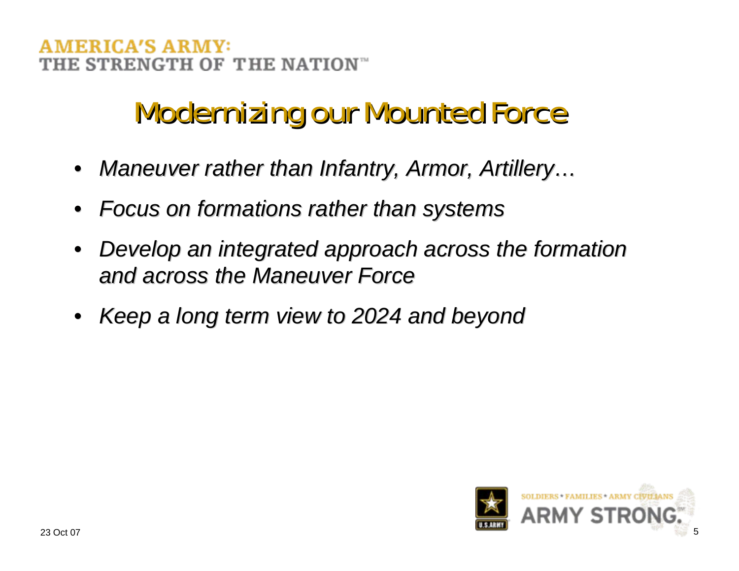# Modernizing our Mounted Force

- *Maneuver rather than Infantry, Armor, Artillery…*
- *Focus on formations rather than systems*
- *Develop an integrated approach across the formation and across the Maneuver Force*
- *Keep a long term view to 2024 and beyond*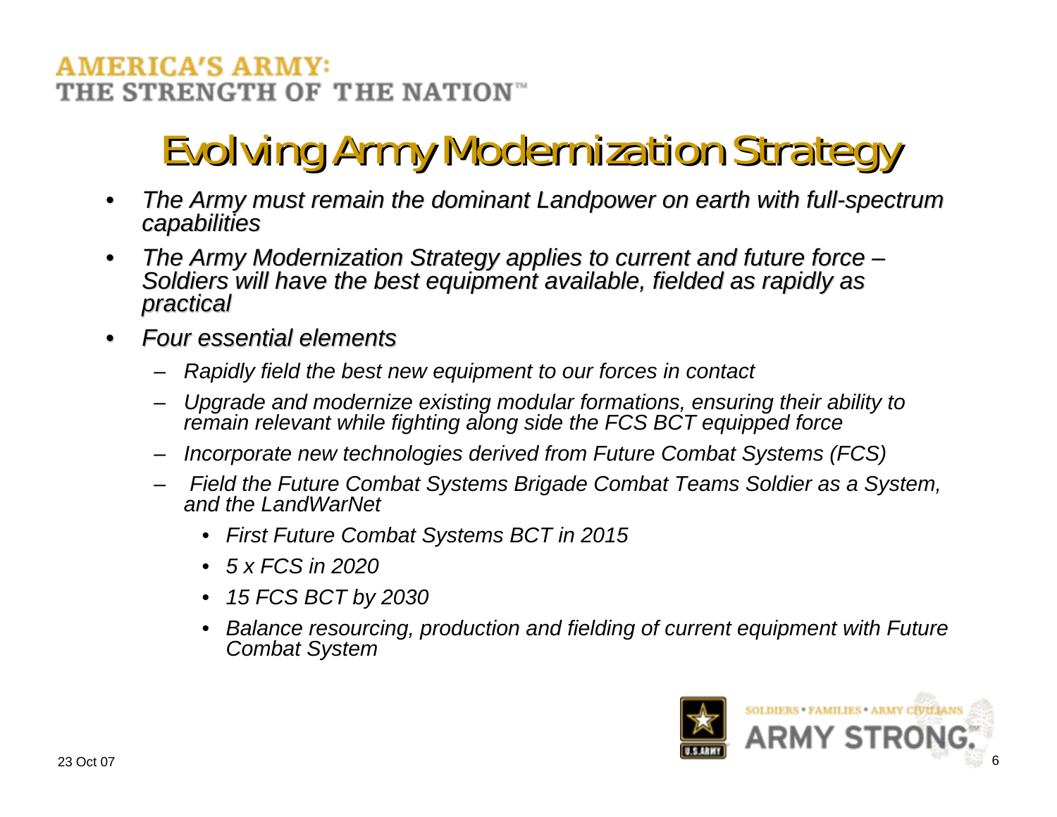# Evolving Army Modernization Strategy

- *The Army must remain the dominant Landpower on earth with full-spectrum capabilities*
- *The Army Modernization Strategy applies to current and future force – Soldiers will have the best equipment available, fielded as rapidly as practical*
- *Four essential elements*
  - *Rapidly field the best new equipment to our forces in contact*
  - *Upgrade and modernize existing modular formations, ensuring their ability to remain relevant while fighting along side the FCS BCT equipped force*
  - *Incorporate new technologies derived from Future Combat Systems (FCS)*
  - *Field the Future Combat Systems Brigade Combat Teams Soldier as a System, and the LandWarNet*
    - *First Future Combat Systems BCT in 2015*
    - *5 x FCS in 2020*
    - *15 FCS BCT by 2030*
    - *Balance resourcing, production and fielding of current equipment with Future Combat System*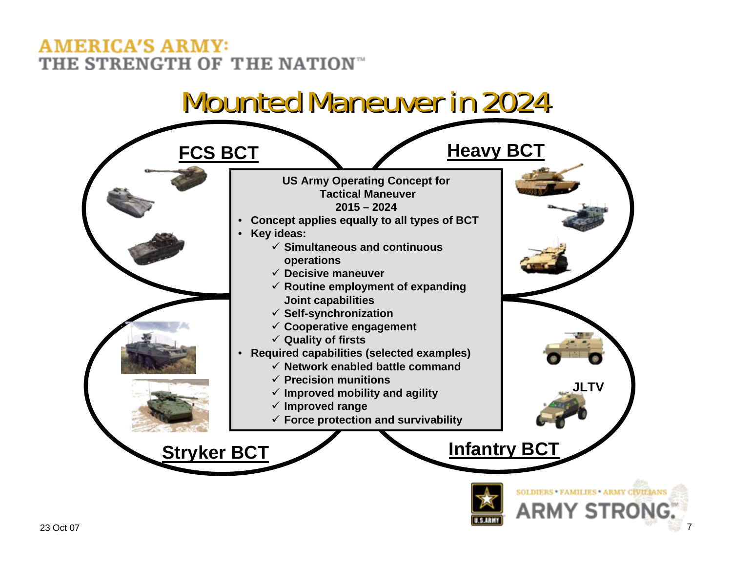# Mounted Maneuver in 2024

**FCS BCT**

**Heavy BCT**

**Stryker BCT**

**Infantry BCT**

**JLTV**

**US Army Operating Concept for Tactical Maneuver 2015 – 2024**

- **Concept applies equally to all types of BCT**
- **Key ideas:**
  - ✓ **Simultaneous and continuous operations**
  - ✓ **Decisive maneuver**
  - ✓ **Routine employment of expanding Joint capabilities**
  - ✓ **Self-synchronization**
  - ✓ **Cooperative engagement**
  - ✓ **Quality of firsts**
- **Required capabilities (selected examples)**
  - ✓ **Network enabled battle command**
  - ✓ **Precision munitions**
  - ✓ **Improved mobility and agility**
  - ✓ **Improved range**
  - ✓ **Force protection and survivability**

23 Oct 07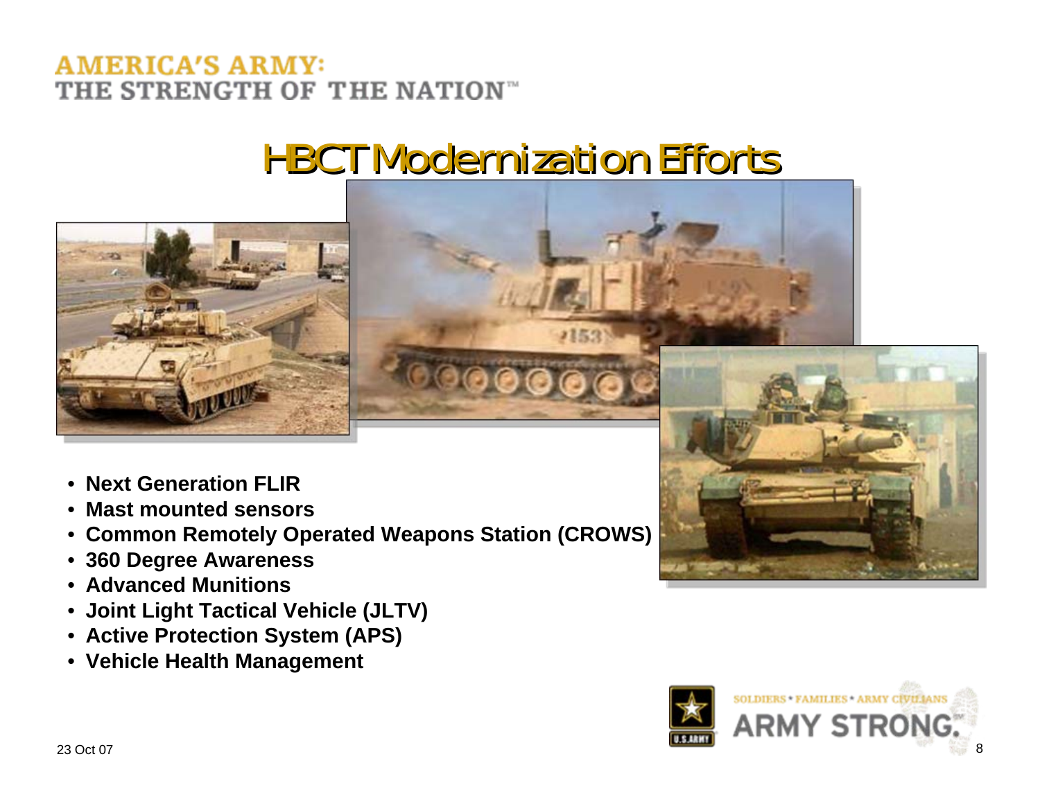# HBCT Modernization Efforts

- **Next Generation FLIR**
- **Mast mounted sensors**
- **Common Remotely Operated Weapons Station (CROWS)**
- **360 Degree Awareness**
- **Advanced Munitions**
- **Joint Light Tactical Vehicle (JLTV)**
- **Active Protection System (APS)**
- **Vehicle Health Management**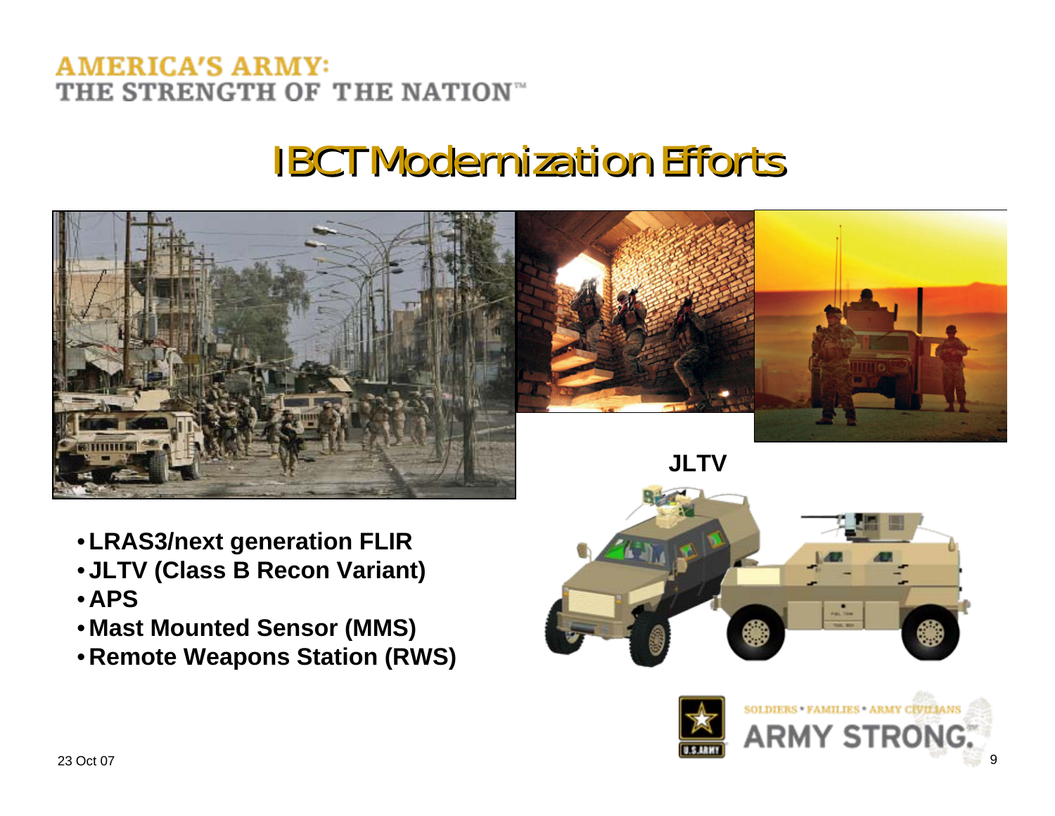# IBCT Modernization Efforts

JLTV

- **LRAS3/next generation FLIR**
- **JLTV (Class B Recon Variant)**
- **APS**
- **Mast Mounted Sensor (MMS)**
- **Remote Weapons Station (RWS)**

23 Oct 07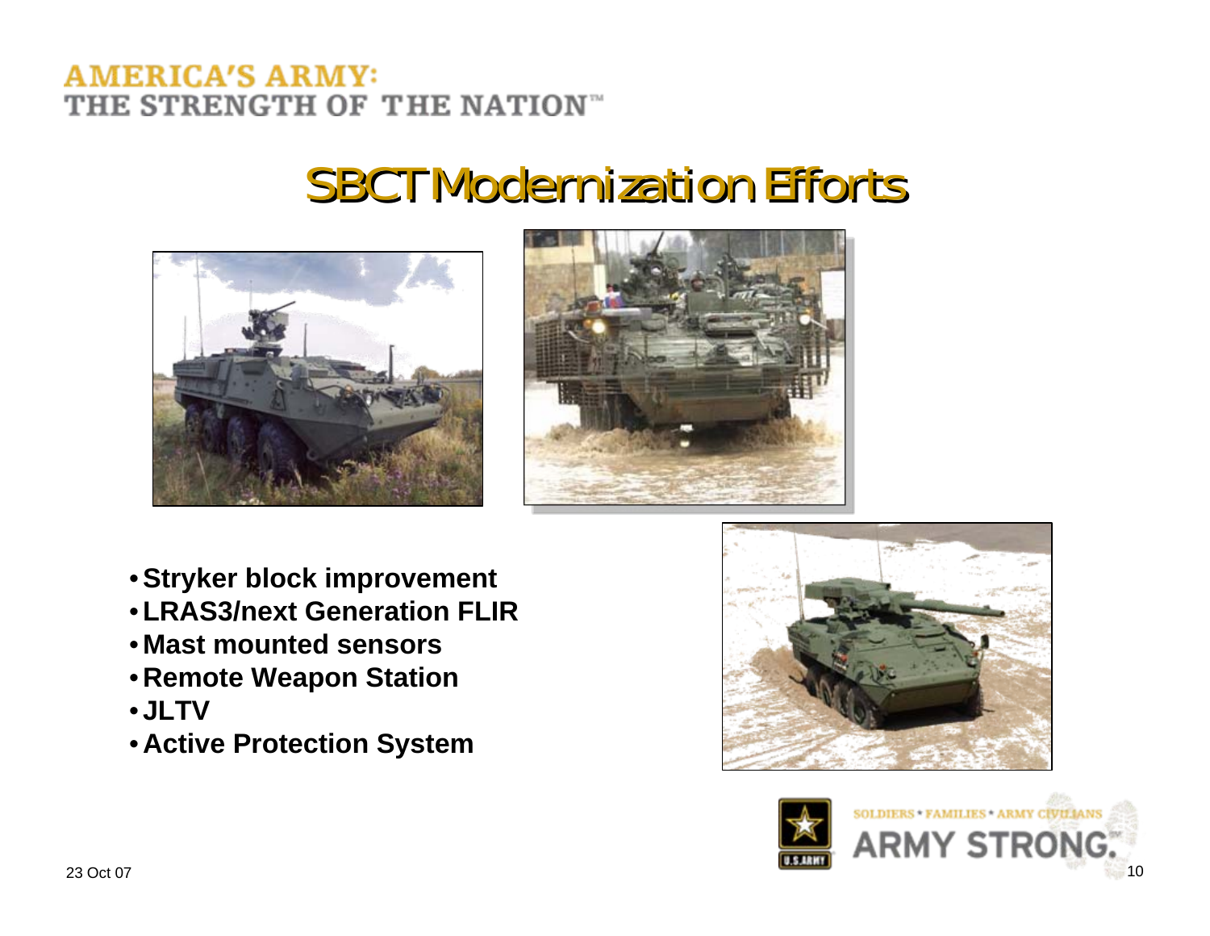# SBCT Modernization Efforts

- Stryker block improvement
- LRAS3/next Generation FLIR
- Mast mounted sensors
- Remote Weapon Station
- JLTV
- Active Protection System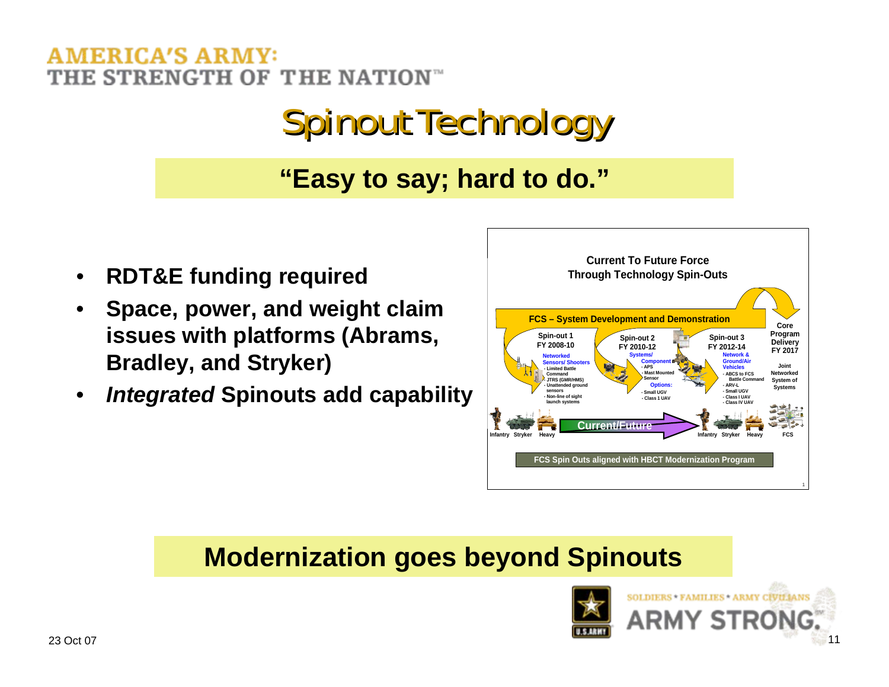# Spinout Technology

**"Easy to say; hard to do."**

- **RDT&E funding required**
- **Space, power, and weight claim issues with platforms (Abrams, Bradley, and Stryker)**
- ***Integrated* Spinouts add capability**

**Current To Future Force Through Technology Spin-Outs**

**FCS – System Development and Demonstration**

**Spin-out 1 FY 2008-10**
Networked Sensors/ Shooters
- Limited Battle Command
- JTRS (GMR/HMS)
- Unattended ground sensors
- Non-line of sight launch systems

**Spin-out 2 FY 2010-12**
Systems/ Component
- APS
- Mast Mounted Sensor

Options:
- Small UGV
- Class 1 UAV

**Spin-out 3 FY 2012-14**
Network & Ground/Air Vehicles
- ABCS to FCS Battle Command
- ARV-L
- Small UGV
- Class I UAV
- Class IV UAV

**Core Program Delivery FY 2017**
Joint Networked System of Systems

Infantry Stryker Heavy — **Current/Future** → Infantry Stryker Heavy FCS

**FCS Spin Outs aligned with HBCT Modernization Program**

## Modernization goes beyond Spinouts

23 Oct 07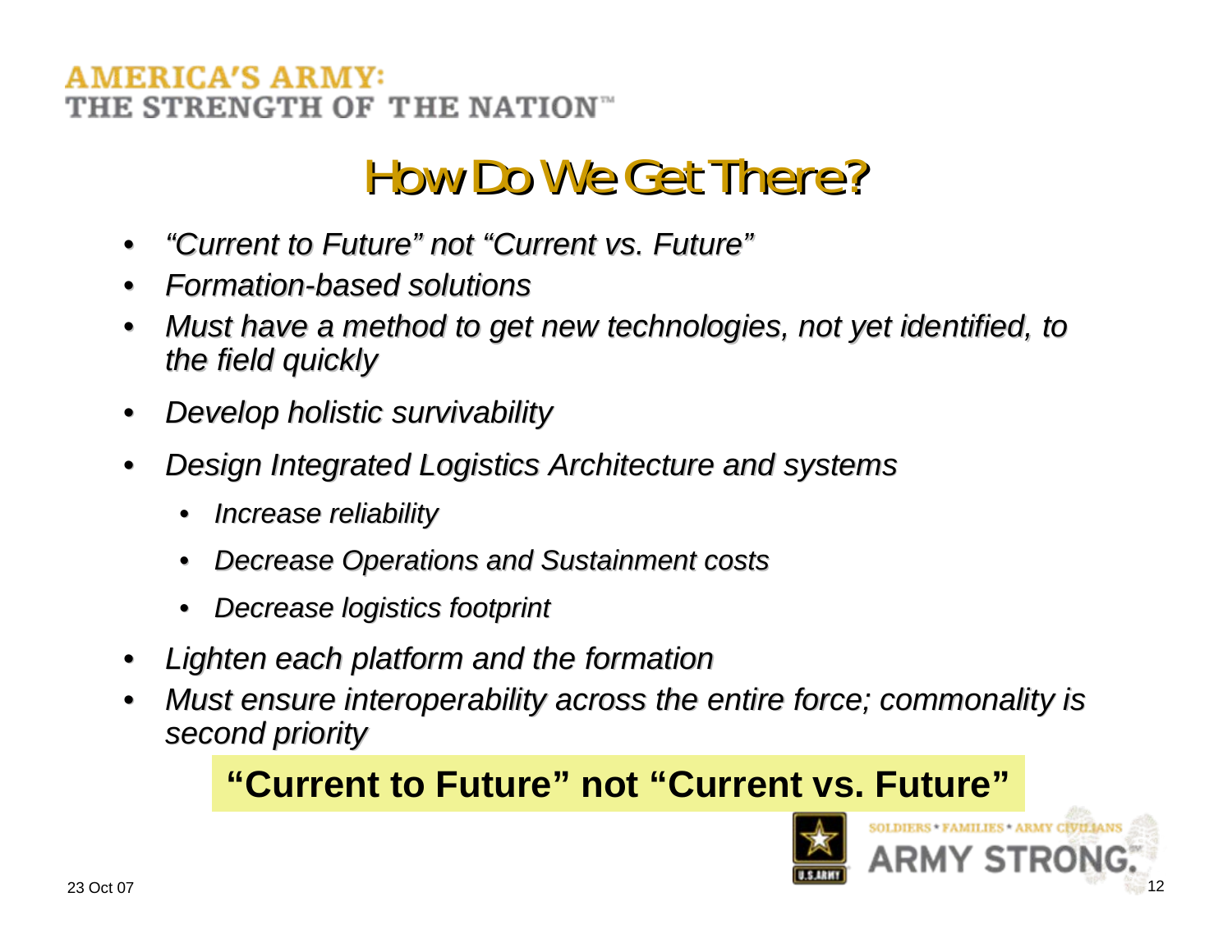# How Do We Get There?

- *"Current to Future" not "Current vs. Future"*
- *Formation-based solutions*
- *Must have a method to get new technologies, not yet identified, to the field quickly*
- *Develop holistic survivability*
- *Design Integrated Logistics Architecture and systems*
  - *Increase reliability*
  - *Decrease Operations and Sustainment costs*
  - *Decrease logistics footprint*
- *Lighten each platform and the formation*
- *Must ensure interoperability across the entire force; commonality is second priority*

**"Current to Future" not "Current vs. Future"**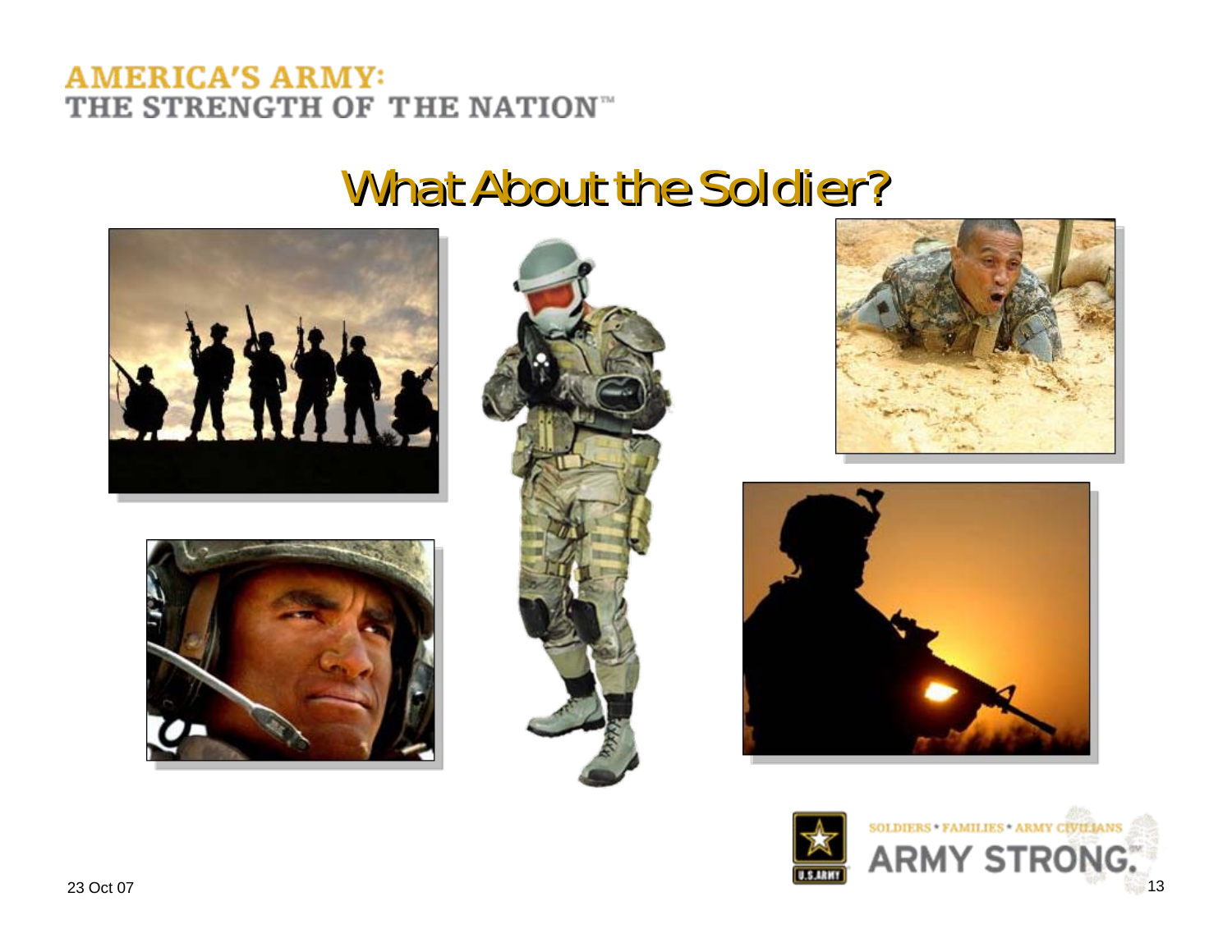# What About the Soldier?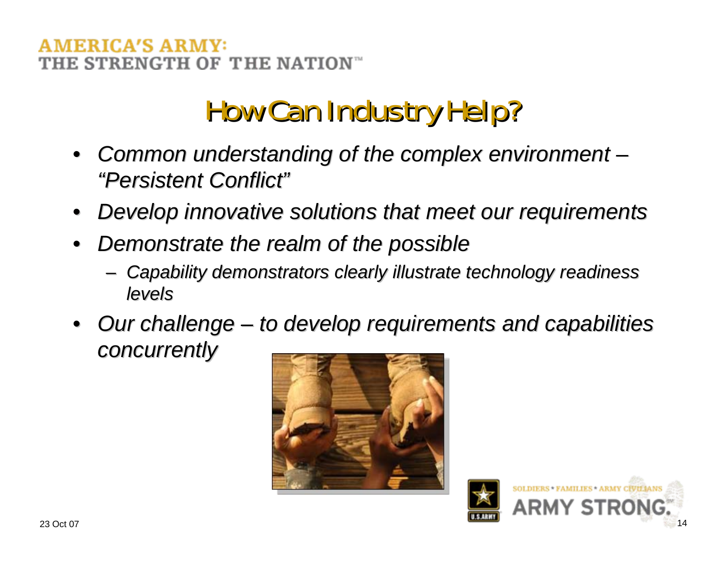# How Can Industry Help?

- *Common understanding of the complex environment – "Persistent Conflict"*
- *Develop innovative solutions that meet our requirements*
- *Demonstrate the realm of the possible*
  - *Capability demonstrators clearly illustrate technology readiness levels*
- *Our challenge – to develop requirements and capabilities concurrently*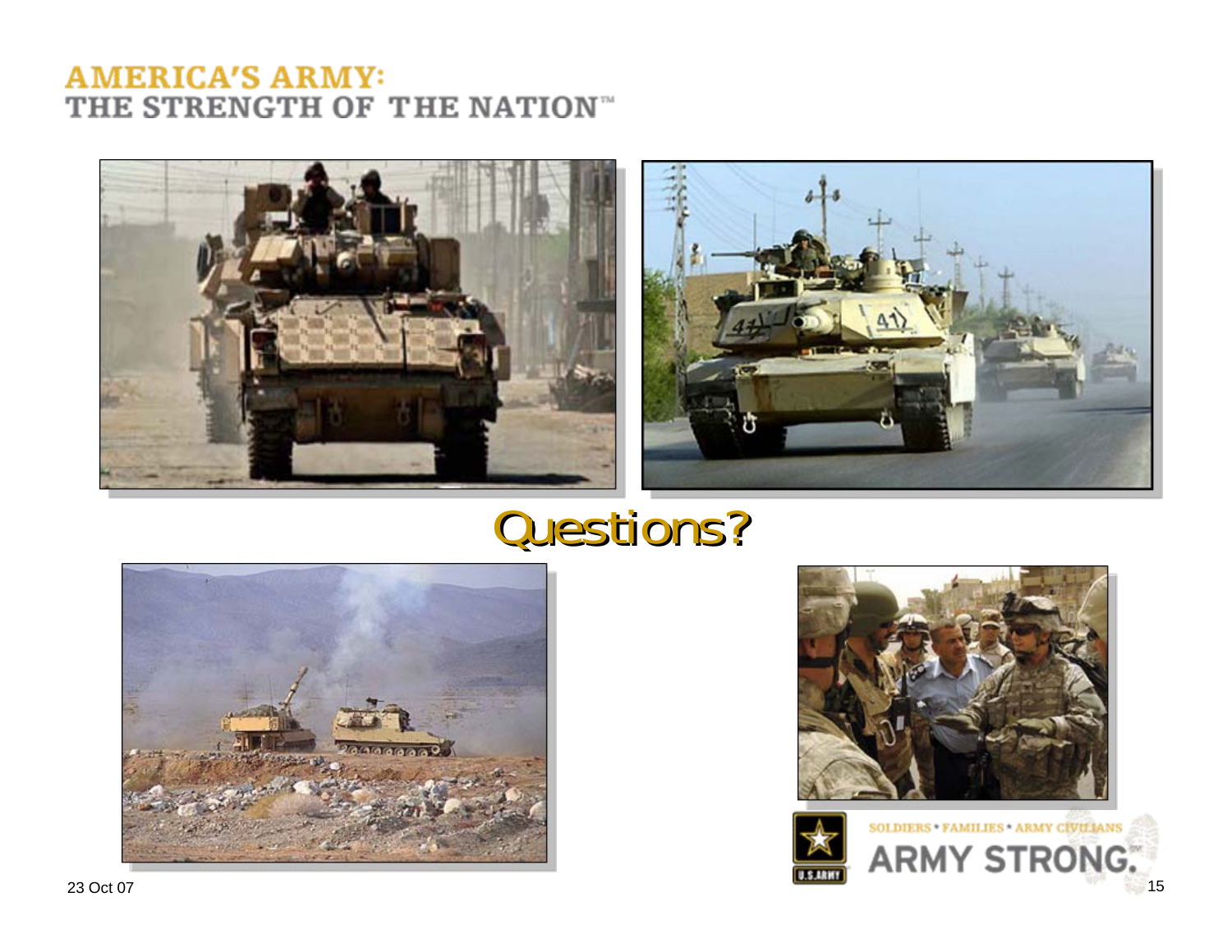# Questions?